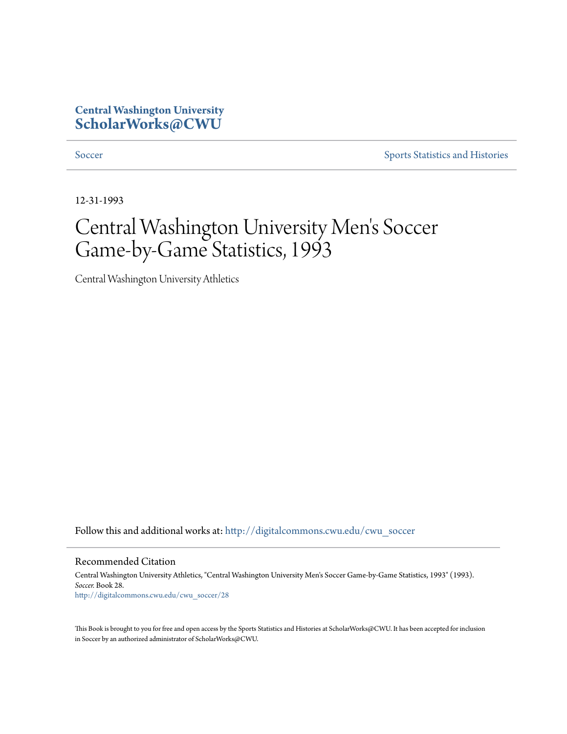**Central Washington University**
**ScholarWorks@CWU**

Soccer | Sports Statistics and Histories

12-31-1993

# Central Washington University Men's Soccer Game-by-Game Statistics, 1993

Central Washington University Athletics

Follow this and additional works at: http://digitalcommons.cwu.edu/cwu_soccer

## Recommended Citation

Central Washington University Athletics, "Central Washington University Men's Soccer Game-by-Game Statistics, 1993" (1993). *Soccer.* Book 28.
http://digitalcommons.cwu.edu/cwu_soccer/28

This Book is brought to you for free and open access by the Sports Statistics and Histories at ScholarWorks@CWU. It has been accepted for inclusion in Soccer by an authorized administrator of ScholarWorks@CWU.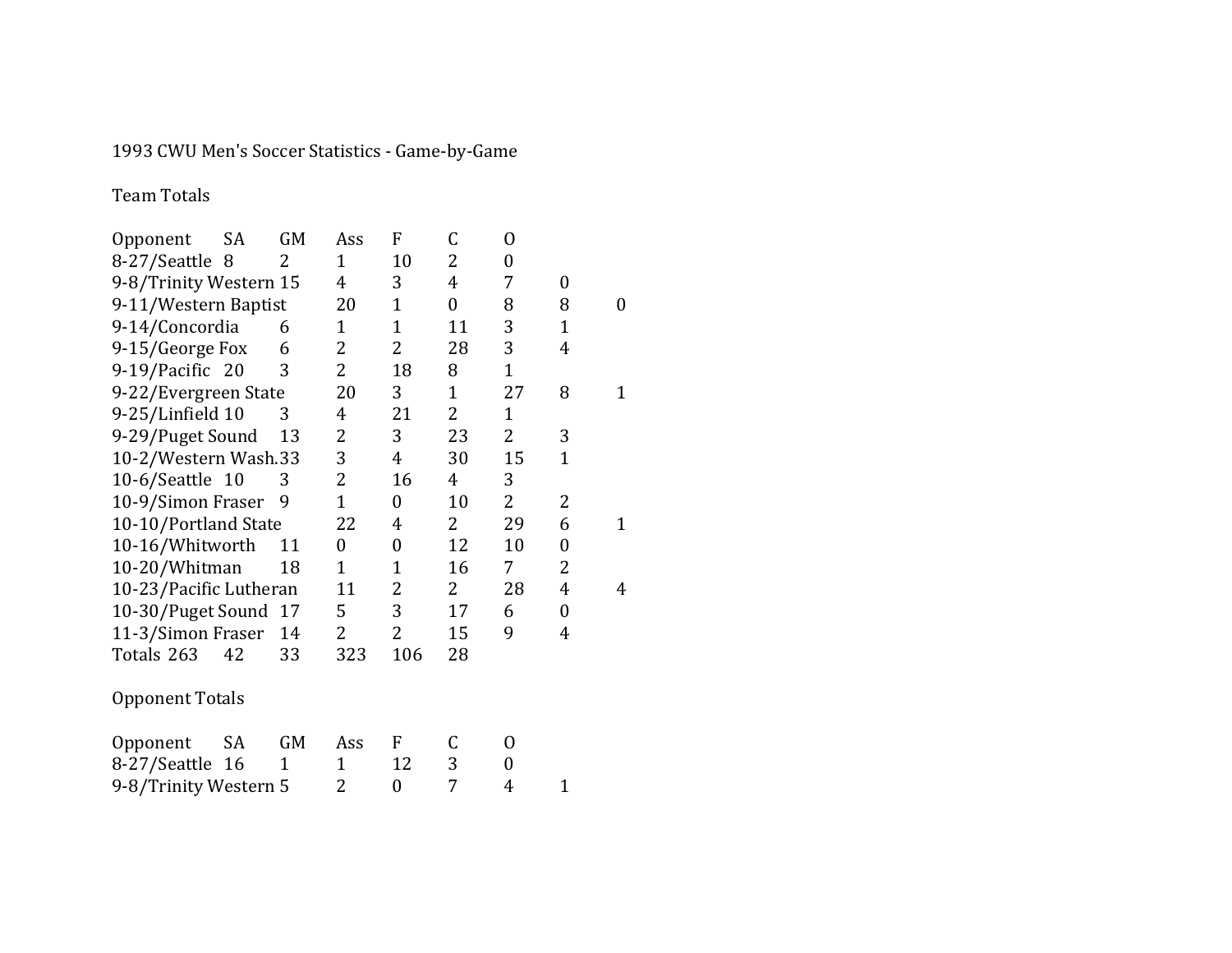1993 CWU Men's Soccer Statistics - Game-by-Game

Team Totals

| Opponent | SA | GM | Ass | F | C | O |
|---|---|---|---|---|---|---|
| 8-27/Seattle | 8 | 2 | 1 | 10 | 2 | 0 |
| 9-8/Trinity Western | 15 | 4 | 3 | 4 | 7 | 0 |
| 9-11/Western Baptist | 20 | 1 | 0 | 8 | 8 | 0 |
| 9-14/Concordia | 6 | 1 | 1 | 11 | 3 | 1 |
| 9-15/George Fox | 6 | 2 | 2 | 28 | 3 | 4 |
| 9-19/Pacific | 20 | 3 | 2 | 18 | 8 | 1 |
| 9-22/Evergreen State | 20 | 3 | 1 | 27 | 8 | 1 |
| 9-25/Linfield | 10 | 3 | 4 | 21 | 2 | 1 |
| 9-29/Puget Sound | 13 | 2 | 3 | 23 | 2 | 3 |
| 10-2/Western Wash. | 33 | 3 | 4 | 30 | 15 | 1 |
| 10-6/Seattle | 10 | 3 | 2 | 16 | 4 | 3 |
| 10-9/Simon Fraser | 9 | 1 | 0 | 10 | 2 | 2 |
| 10-10/Portland State | 22 | 4 | 2 | 29 | 6 | 1 |
| 10-16/Whitworth | 11 | 0 | 0 | 12 | 10 | 0 |
| 10-20/Whitman | 18 | 1 | 1 | 16 | 7 | 2 |
| 10-23/Pacific Lutheran | 11 | 2 | 2 | 28 | 4 | 4 |
| 10-30/Puget Sound | 17 | 5 | 3 | 17 | 6 | 0 |
| 11-3/Simon Fraser | 14 | 2 | 2 | 15 | 9 | 4 |
| Totals | 263 | 42 | 33 | 323 | 106 | 28 |

Opponent Totals

| Opponent | SA | GM | Ass | F | C | O |
|---|---|---|---|---|---|---|
| 8-27/Seattle | 16 | 1 | 1 | 12 | 3 | 0 |
| 9-8/Trinity Western | 5 | 2 | 0 | 7 | 4 | 1 |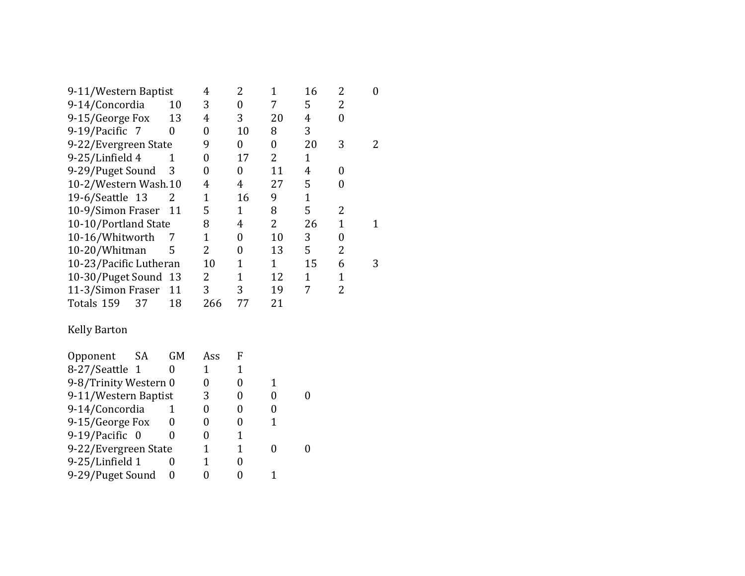| | | | | | | |
|---|---|---|---|---|---|---|
| 9-11/Western Baptist | 4 | 2 | 1 | 16 | 2 | 0 |
| 9-14/Concordia | 10 | 3 | 0 | 7 | 5 | 2 |
| 9-15/George Fox | 13 | 4 | 3 | 20 | 4 | 0 |
| 9-19/Pacific | 7 | 0 | 0 | 10 | 8 | 3 |
| 9-22/Evergreen State | 9 | 0 | 0 | 20 | 3 | 2 |
| 9-25/Linfield | 4 | 1 | 0 | 17 | 2 | 1 |
| 9-29/Puget Sound | 3 | 0 | 0 | 11 | 4 | 0 |
| 10-2/Western Wash. | 10 | 4 | 4 | 27 | 5 | 0 |
| 19-6/Seattle | 13 | 2 | 1 | 16 | 9 | 1 |
| 10-9/Simon Fraser | 11 | 5 | 1 | 8 | 5 | 2 |
| 10-10/Portland State | 8 | 4 | 2 | 26 | 1 | 1 |
| 10-16/Whitworth | 7 | 1 | 0 | 10 | 3 | 0 |
| 10-20/Whitman | 5 | 2 | 0 | 13 | 5 | 2 |
| 10-23/Pacific Lutheran | 10 | 1 | 1 | 15 | 6 | 3 |
| 10-30/Puget Sound | 13 | 2 | 1 | 12 | 1 | 1 |
| 11-3/Simon Fraser | 11 | 3 | 3 | 19 | 7 | 2 |
| Totals | 159 | 37 | 18 | 266 | 77 | 21 |

Kelly Barton

| Opponent | SA | GM | Ass | F |
|---|---|---|---|---|
| 8-27/Seattle | 1 | 0 | 1 | 1 |
| 9-8/Trinity Western | 0 | 0 | 0 | 1 |
| 9-11/Western Baptist | 3 | 0 | 0 | 0 |
| 9-14/Concordia | 1 | 0 | 0 | 0 |
| 9-15/George Fox | 0 | 0 | 0 | 1 |
| 9-19/Pacific | 0 | 0 | 0 | 1 |
| 9-22/Evergreen State | 1 | 1 | 0 | 0 |
| 9-25/Linfield | 1 | 0 | 1 | 0 |
| 9-29/Puget Sound | 0 | 0 | 0 | 1 |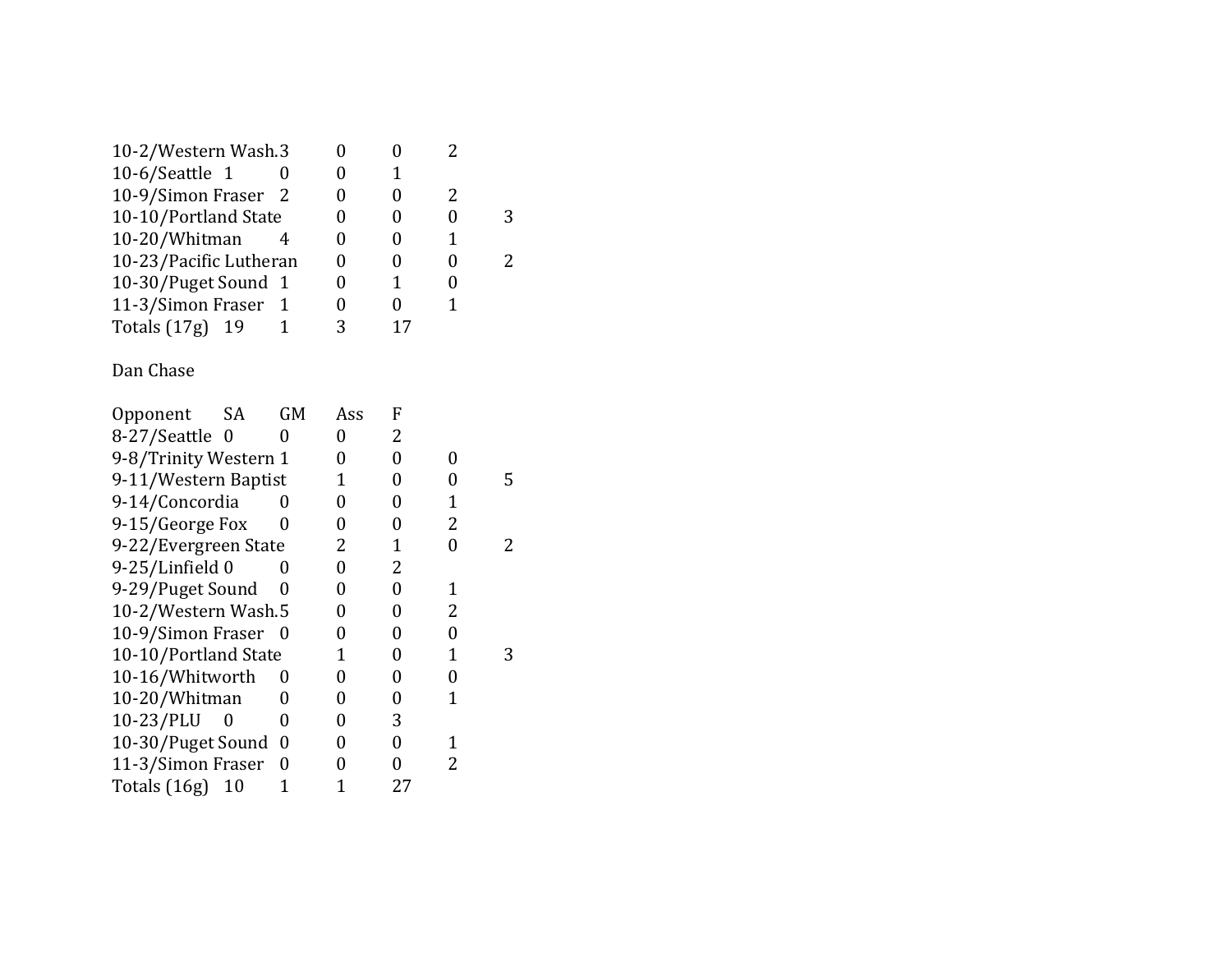| | | | | |
|---|---|---|---|---|
| 10-2/Western Wash. | 3 | 0 | 0 | 2 |
| 10-6/Seattle | 1 | 0 | 0 | 1 |
| 10-9/Simon Fraser | 2 | 0 | 0 | 2 |
| 10-10/Portland State | 0 | 0 | 0 | 3 |
| 10-20/Whitman | 4 | 0 | 0 | 1 |
| 10-23/Pacific Lutheran | 0 | 0 | 0 | 2 |
| 10-30/Puget Sound | 1 | 0 | 1 | 0 |
| 11-3/Simon Fraser | 1 | 0 | 0 | 1 |
| Totals (17g) | 19 | 1 | 3 | 17 |

Dan Chase

| Opponent | SA | GM | Ass | F |
|---|---|---|---|---|
| 8-27/Seattle | 0 | 0 | 0 | 2 |
| 9-8/Trinity Western | 1 | 0 | 0 | 0 |
| 9-11/Western Baptist | 1 | 0 | 0 | 5 |
| 9-14/Concordia | 0 | 0 | 0 | 1 |
| 9-15/George Fox | 0 | 0 | 0 | 2 |
| 9-22/Evergreen State | 2 | 1 | 0 | 2 |
| 9-25/Linfield | 0 | 0 | 0 | 2 |
| 9-29/Puget Sound | 0 | 0 | 0 | 1 |
| 10-2/Western Wash. | 5 | 0 | 0 | 2 |
| 10-9/Simon Fraser | 0 | 0 | 0 | 0 |
| 10-10/Portland State | 1 | 0 | 1 | 3 |
| 10-16/Whitworth | 0 | 0 | 0 | 0 |
| 10-20/Whitman | 0 | 0 | 0 | 1 |
| 10-23/PLU | 0 | 0 | 0 | 3 |
| 10-30/Puget Sound | 0 | 0 | 0 | 1 |
| 11-3/Simon Fraser | 0 | 0 | 0 | 2 |
| Totals (16g) | 10 | 1 | 1 | 27 |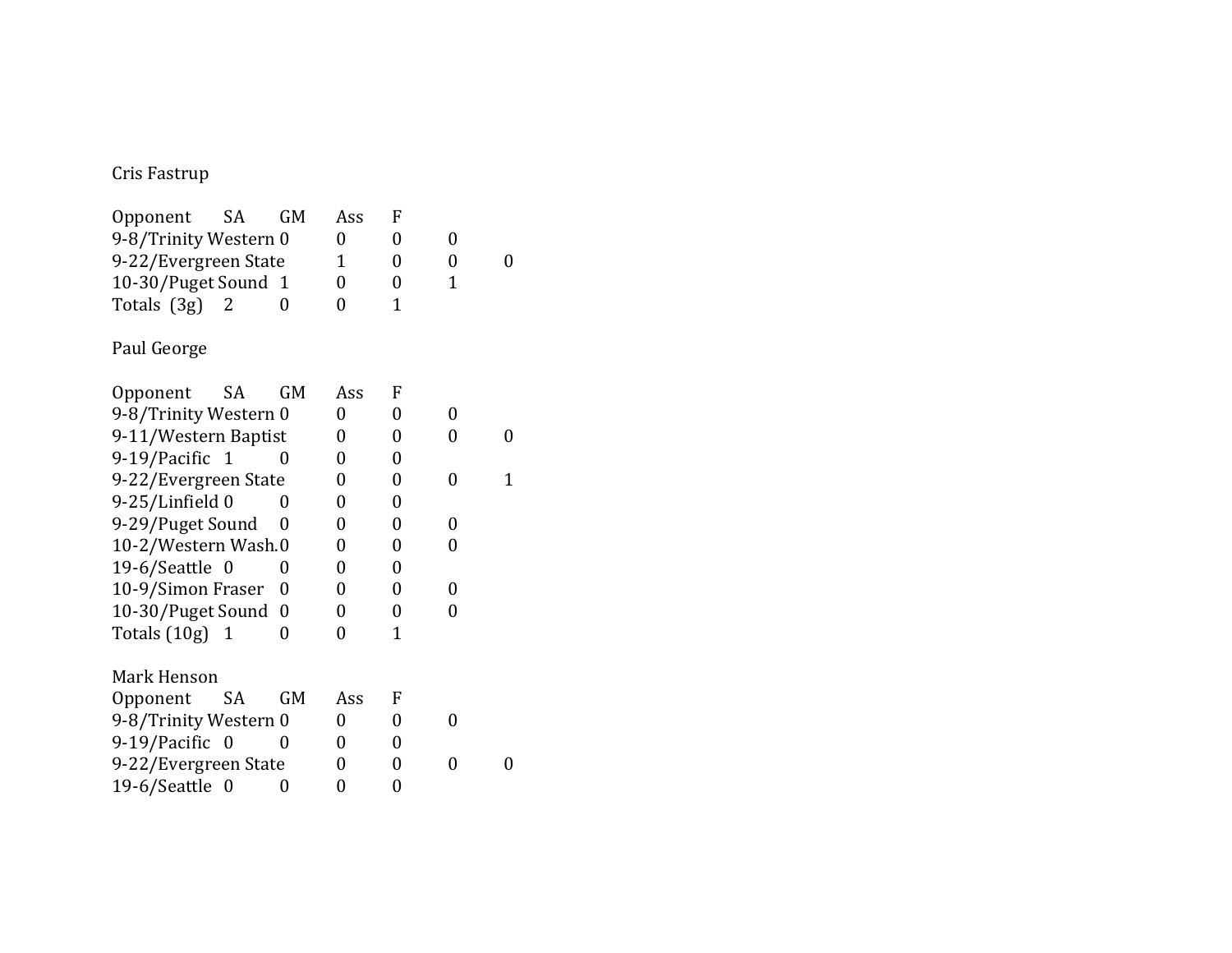Cris Fastrup

| Opponent | SA | GM | Ass | F |
|---|---|---|---|---|
| 9-8/Trinity Western | 0 | 0 | 0 | 0 |
| 9-22/Evergreen State | 1 | 0 | 0 | 0 |
| 10-30/Puget Sound | 1 | 0 | 0 | 1 |
| Totals (3g) | 2 | 0 | 0 | 1 |

Paul George

| Opponent | SA | GM | Ass | F |
|---|---|---|---|---|
| 9-8/Trinity Western | 0 | 0 | 0 | 0 |
| 9-11/Western Baptist | 0 | 0 | 0 | 0 |
| 9-19/Pacific | 1 | 0 | 0 | 0 |
| 9-22/Evergreen State | 0 | 0 | 0 | 1 |
| 9-25/Linfield | 0 | 0 | 0 | 0 |
| 9-29/Puget Sound | 0 | 0 | 0 | 0 |
| 10-2/Western Wash. | 0 | 0 | 0 | 0 |
| 19-6/Seattle | 0 | 0 | 0 | 0 |
| 10-9/Simon Fraser | 0 | 0 | 0 | 0 |
| 10-30/Puget Sound | 0 | 0 | 0 | 0 |
| Totals (10g) | 1 | 0 | 0 | 1 |

Mark Henson

| Opponent | SA | GM | Ass | F |
|---|---|---|---|---|
| 9-8/Trinity Western | 0 | 0 | 0 | 0 |
| 9-19/Pacific | 0 | 0 | 0 | 0 |
| 9-22/Evergreen State | 0 | 0 | 0 | 0 |
| 19-6/Seattle | 0 | 0 | 0 | 0 |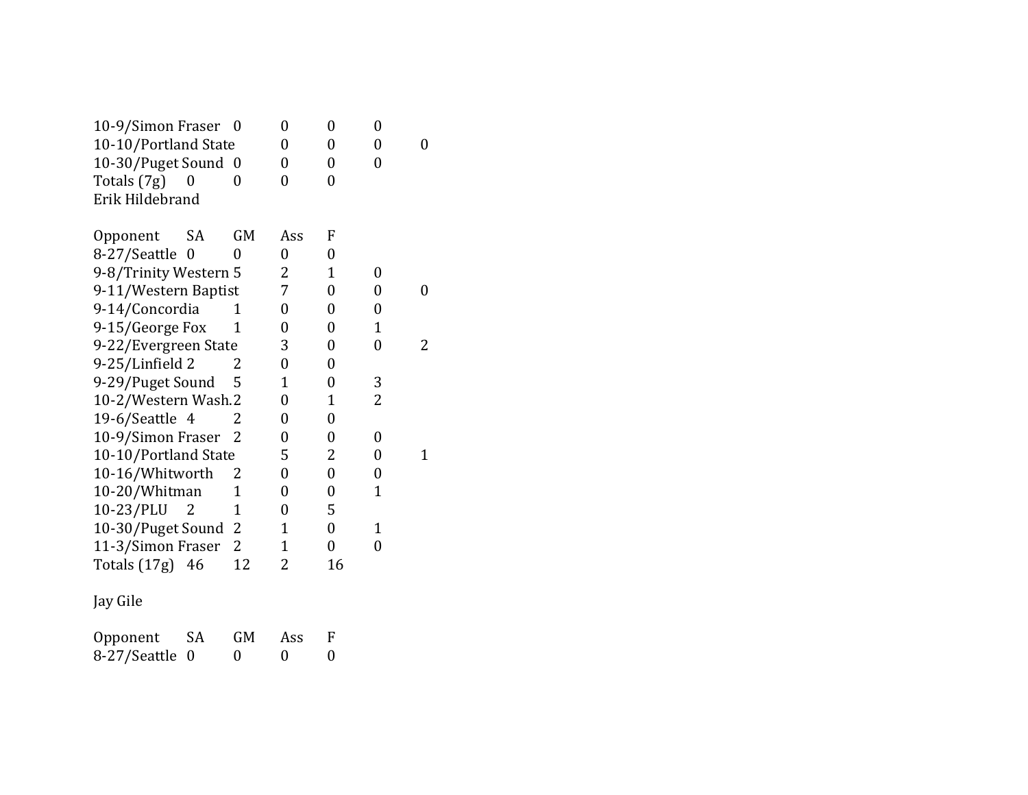| Opponent | SA | GM | Ass | F |
|---|---|---|---|---|
| 10-9/Simon Fraser | 0 | 0 | 0 | 0 |
| 10-10/Portland State | 0 | 0 | 0 | 0 |
| 10-30/Puget Sound | 0 | 0 | 0 | 0 |
| Totals (7g) | 0 | 0 | 0 | 0 |

Erik Hildebrand

| Opponent | SA | GM | Ass | F |
|---|---|---|---|---|
| 8-27/Seattle | 0 | 0 | 0 | 0 |
| 9-8/Trinity Western | 5 | 2 | 1 | 0 |
| 9-11/Western Baptist | 7 | 0 | 0 | 0 |
| 9-14/Concordia | 1 | 0 | 0 | 0 |
| 9-15/George Fox | 1 | 0 | 0 | 1 |
| 9-22/Evergreen State | 3 | 0 | 0 | 2 |
| 9-25/Linfield | 2 | 2 | 0 | 0 |
| 9-29/Puget Sound | 5 | 1 | 0 | 3 |
| 10-2/Western Wash. | 2 | 0 | 1 | 2 |
| 19-6/Seattle | 4 | 2 | 0 | 0 |
| 10-9/Simon Fraser | 2 | 0 | 0 | 0 |
| 10-10/Portland State | 5 | 2 | 0 | 1 |
| 10-16/Whitworth | 2 | 0 | 0 | 0 |
| 10-20/Whitman | 1 | 0 | 0 | 1 |
| 10-23/PLU | 2 | 1 | 0 | 5 |
| 10-30/Puget Sound | 2 | 1 | 0 | 1 |
| 11-3/Simon Fraser | 2 | 1 | 0 | 0 |
| Totals (17g) | 46 | 12 | 2 | 16 |

Jay Gile

| Opponent | SA | GM | Ass | F |
|---|---|---|---|---|
| 8-27/Seattle | 0 | 0 | 0 | 0 |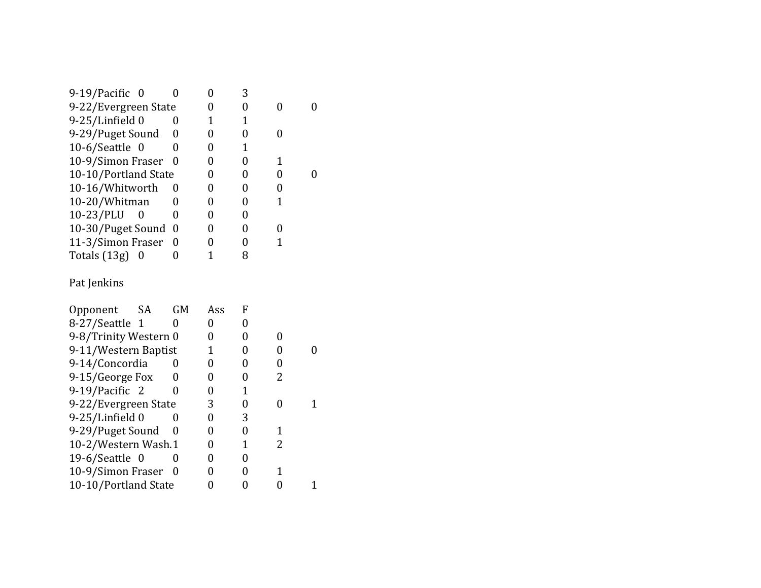| | | | | | | |
|---|---|---|---|---|---|---|
| 9-19/Pacific | 0 | 0 | 0 | 3 | | |
| 9-22/Evergreen State | | | 0 | 0 | 0 | 0 |
| 9-25/Linfield | 0 | 0 | 1 | 1 | | |
| 9-29/Puget Sound | | 0 | 0 | 0 | 0 | |
| 10-6/Seattle | 0 | 0 | 0 | 1 | | |
| 10-9/Simon Fraser | | 0 | 0 | 0 | 1 | |
| 10-10/Portland State | | | 0 | 0 | 0 | 0 |
| 10-16/Whitworth | | 0 | 0 | 0 | 0 | |
| 10-20/Whitman | | 0 | 0 | 0 | 1 | |
| 10-23/PLU | 0 | 0 | 0 | 0 | | |
| 10-30/Puget Sound | | 0 | 0 | 0 | 0 | |
| 11-3/Simon Fraser | | 0 | 0 | 0 | 1 | |
| Totals (13g) | 0 | 0 | 1 | 8 | | |

Pat Jenkins

| Opponent | SA | GM | Ass | F | | |
|---|---|---|---|---|---|---|
| 8-27/Seattle | 1 | 0 | 0 | 0 | | |
| 9-8/Trinity Western | | 0 | 0 | 0 | 0 | |
| 9-11/Western Baptist | | | 1 | 0 | 0 | 0 |
| 9-14/Concordia | | 0 | 0 | 0 | 0 | |
| 9-15/George Fox | | 0 | 0 | 0 | 2 | |
| 9-19/Pacific | 2 | 0 | 0 | 1 | | |
| 9-22/Evergreen State | | | 3 | 0 | 0 | 1 |
| 9-25/Linfield | 0 | 0 | 0 | 3 | | |
| 9-29/Puget Sound | | 0 | 0 | 0 | 1 | |
| 10-2/Western Wash. | | 1 | 0 | 1 | 2 | |
| 19-6/Seattle | 0 | 0 | 0 | 0 | | |
| 10-9/Simon Fraser | | 0 | 0 | 0 | 1 | |
| 10-10/Portland State | | | 0 | 0 | 0 | 1 |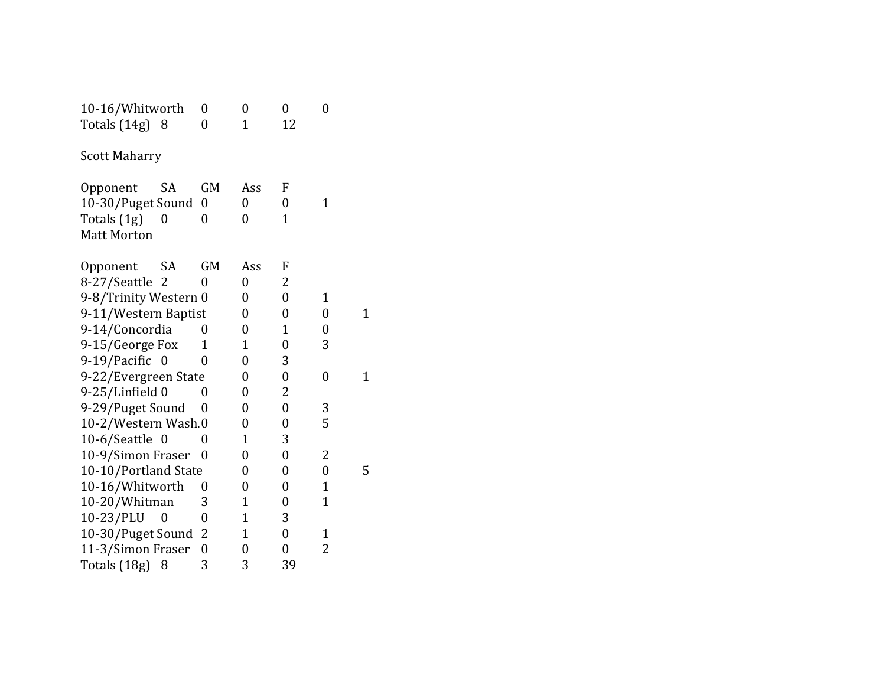| Opponent | SA | GM | Ass | F |
|---|---|---|---|---|
| 10-16/Whitworth | 0 | 0 | 0 | 0 |
| Totals (14g) | 8 | 0 | 1 | 12 |

Scott Maharry

| Opponent | SA | GM | Ass | F |
|---|---|---|---|---|
| 10-30/Puget Sound | 0 | 0 | 0 | 1 |
| Totals (1g) | 0 | 0 | 0 | 1 |

Matt Morton

| Opponent | SA | GM | Ass | F |
|---|---|---|---|---|
| 8-27/Seattle | 2 | 0 | 0 | 2 |
| 9-8/Trinity Western | 0 | 0 | 0 | 1 |
| 9-11/Western Baptist | 0 | 0 | 0 | 1 |
| 9-14/Concordia | 0 | 0 | 1 | 0 |
| 9-15/George Fox | 1 | 1 | 0 | 3 |
| 9-19/Pacific | 0 | 0 | 0 | 3 |
| 9-22/Evergreen State | 0 | 0 | 0 | 1 |
| 9-25/Linfield | 0 | 0 | 0 | 2 |
| 9-29/Puget Sound | 0 | 0 | 0 | 3 |
| 10-2/Western Wash. | 0 | 0 | 0 | 5 |
| 10-6/Seattle | 0 | 0 | 1 | 3 |
| 10-9/Simon Fraser | 0 | 0 | 0 | 2 |
| 10-10/Portland State | 0 | 0 | 0 | 5 |
| 10-16/Whitworth | 0 | 0 | 0 | 1 |
| 10-20/Whitman | 3 | 1 | 0 | 1 |
| 10-23/PLU | 0 | 0 | 1 | 3 |
| 10-30/Puget Sound | 2 | 1 | 0 | 1 |
| 11-3/Simon Fraser | 0 | 0 | 0 | 2 |
| Totals (18g) | 8 | 3 | 3 | 39 |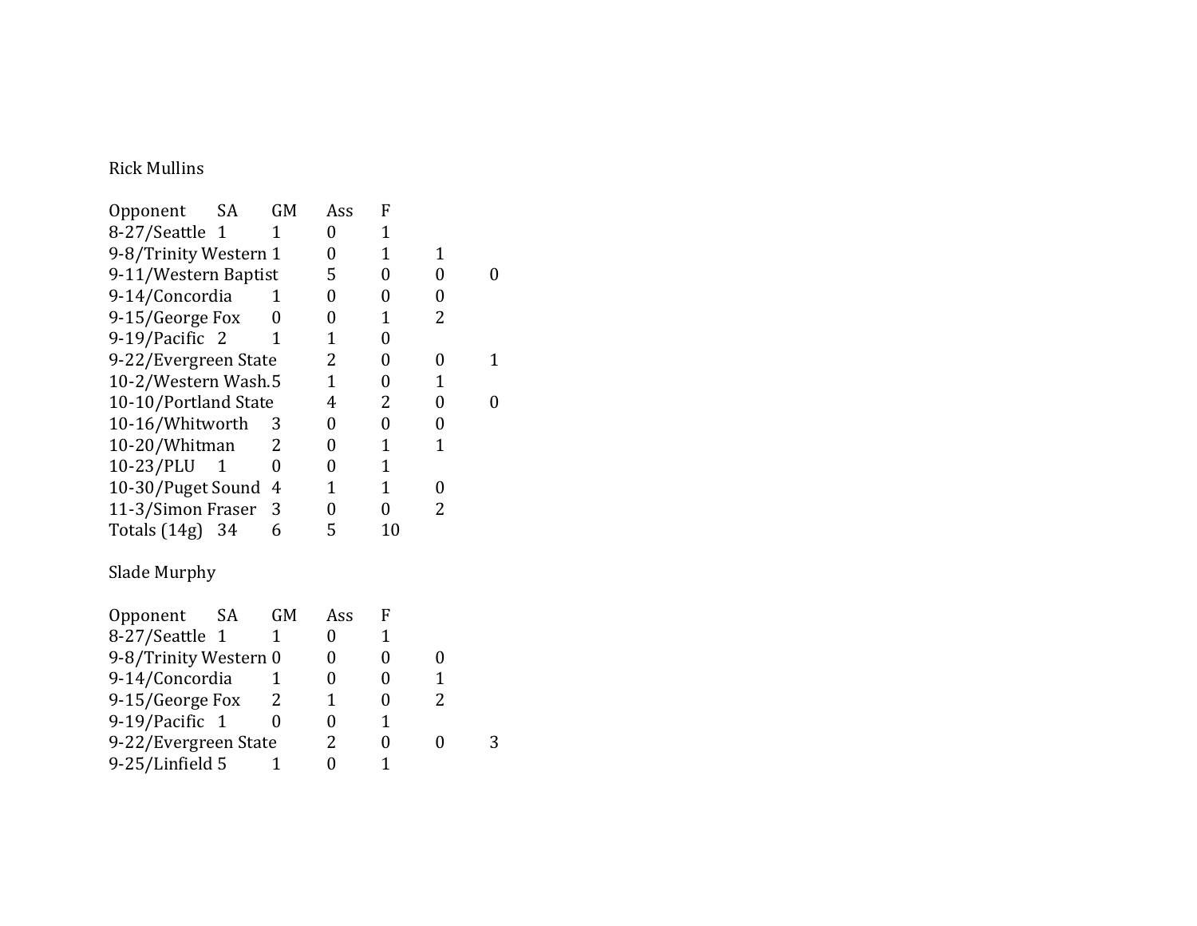Rick Mullins

| Opponent | SA | GM | Ass | F |
|---|---|---|---|---|
| 8-27/Seattle | 1 | 1 | 0 | 1 |
| 9-8/Trinity Western | 1 | 0 | 1 | 1 |
| 9-11/Western Baptist | 5 | 0 | 0 | 0 |
| 9-14/Concordia | 1 | 0 | 0 | 0 |
| 9-15/George Fox | 0 | 0 | 1 | 2 |
| 9-19/Pacific | 2 | 1 | 1 | 0 |
| 9-22/Evergreen State | 2 | 0 | 0 | 1 |
| 10-2/Western Wash. | 5 | 1 | 0 | 1 |
| 10-10/Portland State | 4 | 2 | 0 | 0 |
| 10-16/Whitworth | 3 | 0 | 0 | 0 |
| 10-20/Whitman | 2 | 0 | 1 | 1 |
| 10-23/PLU | 1 | 0 | 0 | 1 |
| 10-30/Puget Sound | 4 | 1 | 1 | 0 |
| 11-3/Simon Fraser | 3 | 0 | 0 | 2 |
| Totals (14g) | 34 | 6 | 5 | 10 |

Slade Murphy

| Opponent | SA | GM | Ass | F |
|---|---|---|---|---|
| 8-27/Seattle | 1 | 1 | 0 | 1 |
| 9-8/Trinity Western | 0 | 0 | 0 | 0 |
| 9-14/Concordia | 1 | 0 | 0 | 1 |
| 9-15/George Fox | 2 | 1 | 0 | 2 |
| 9-19/Pacific | 1 | 0 | 0 | 1 |
| 9-22/Evergreen State | 2 | 0 | 0 | 3 |
| 9-25/Linfield | 5 | 1 | 0 | 1 |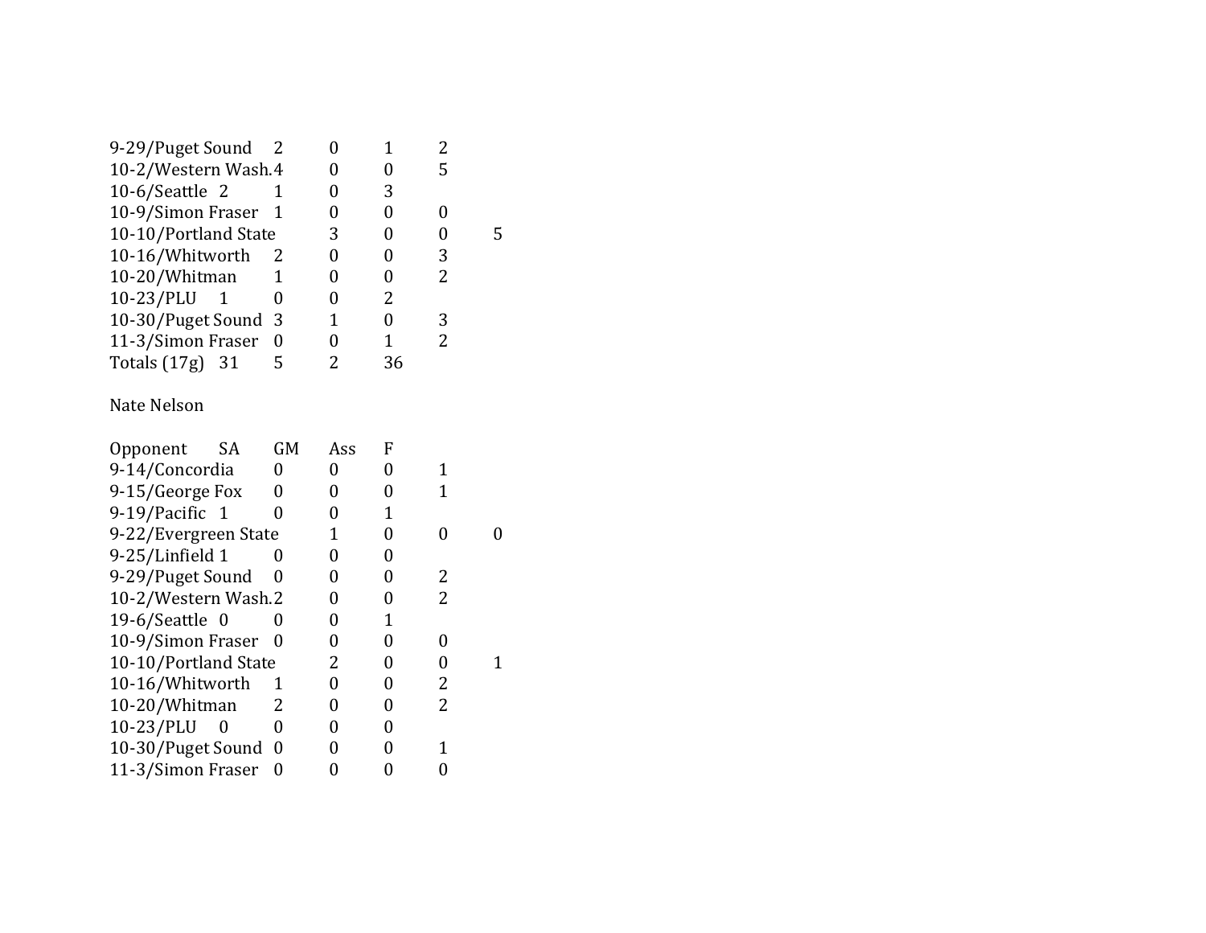| Opponent | SA | GM | Ass | F |
|---|---|---|---|---|
| 9-29/Puget Sound | 2 | 0 | 1 | 2 |
| 10-2/Western Wash. | 4 | 0 | 0 | 5 |
| 10-6/Seattle | 2 | 1 | 0 | 3 |
| 10-9/Simon Fraser | 1 | 0 | 0 | 0 |
| 10-10/Portland State | 3 | 0 | 0 | 5 |
| 10-16/Whitworth | 2 | 0 | 0 | 3 |
| 10-20/Whitman | 1 | 0 | 0 | 2 |
| 10-23/PLU | 1 | 0 | 0 | 2 |
| 10-30/Puget Sound | 3 | 1 | 0 | 3 |
| 11-3/Simon Fraser | 0 | 0 | 1 | 2 |
| Totals (17g) | 31 | 5 | 2 | 36 |

Nate Nelson

| Opponent | SA | GM | Ass | F |
|---|---|---|---|---|
| 9-14/Concordia | 0 | 0 | 0 | 1 |
| 9-15/George Fox | 0 | 0 | 0 | 1 |
| 9-19/Pacific | 1 | 0 | 0 | 1 |
| 9-22/Evergreen State | 1 | 0 | 0 | 0 |
| 9-25/Linfield | 1 | 0 | 0 | 0 |
| 9-29/Puget Sound | 0 | 0 | 0 | 2 |
| 10-2/Western Wash. | 2 | 0 | 0 | 2 |
| 19-6/Seattle | 0 | 0 | 0 | 1 |
| 10-9/Simon Fraser | 0 | 0 | 0 | 0 |
| 10-10/Portland State | 2 | 0 | 0 | 1 |
| 10-16/Whitworth | 1 | 0 | 0 | 2 |
| 10-20/Whitman | 2 | 0 | 0 | 2 |
| 10-23/PLU | 0 | 0 | 0 | 0 |
| 10-30/Puget Sound | 0 | 0 | 0 | 1 |
| 11-3/Simon Fraser | 0 | 0 | 0 | 0 |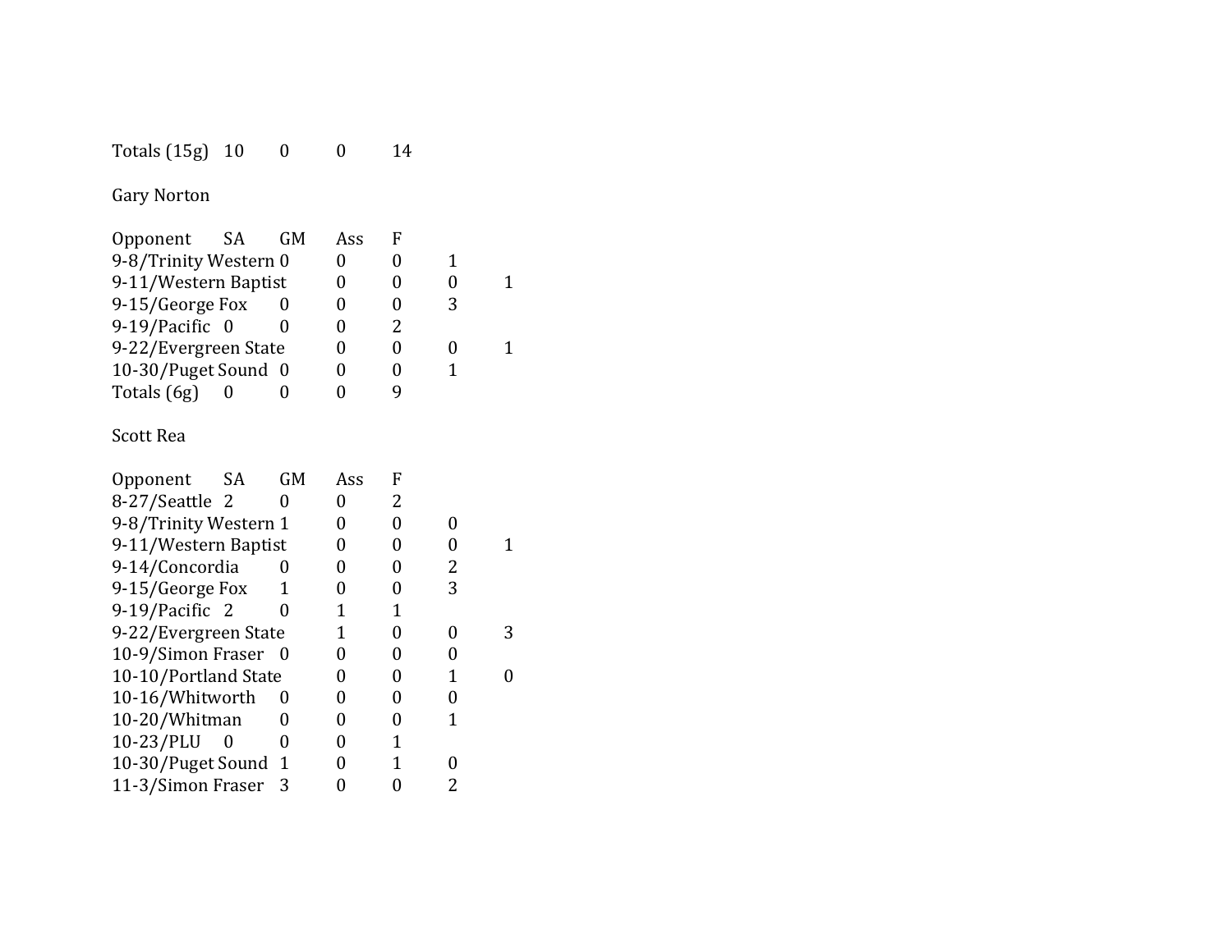| Totals (15g) | 10 | 0 | 0 | 14 |
|---|---|---|---|---|

Gary Norton

| Opponent | SA | GM | Ass | F |
|---|---|---|---|---|
| 9-8/Trinity Western | 0 | 0 | 0 | 1 |
| 9-11/Western Baptist | 0 | 0 | 0 | 1 |
| 9-15/George Fox | 0 | 0 | 0 | 3 |
| 9-19/Pacific | 0 | 0 | 0 | 2 |
| 9-22/Evergreen State | 0 | 0 | 0 | 1 |
| 10-30/Puget Sound | 0 | 0 | 0 | 1 |
| Totals (6g) | 0 | 0 | 0 | 9 |

Scott Rea

| Opponent | SA | GM | Ass | F |
|---|---|---|---|---|
| 8-27/Seattle | 2 | 0 | 0 | 2 |
| 9-8/Trinity Western | 1 | 0 | 0 | 0 |
| 9-11/Western Baptist | 0 | 0 | 0 | 1 |
| 9-14/Concordia | 0 | 0 | 0 | 2 |
| 9-15/George Fox | 1 | 0 | 0 | 3 |
| 9-19/Pacific | 2 | 0 | 1 | 1 |
| 9-22/Evergreen State | 1 | 0 | 0 | 3 |
| 10-9/Simon Fraser | 0 | 0 | 0 | 0 |
| 10-10/Portland State | 0 | 0 | 1 | 0 |
| 10-16/Whitworth | 0 | 0 | 0 | 0 |
| 10-20/Whitman | 0 | 0 | 0 | 1 |
| 10-23/PLU | 0 | 0 | 0 | 1 |
| 10-30/Puget Sound | 1 | 0 | 1 | 0 |
| 11-3/Simon Fraser | 3 | 0 | 0 | 2 |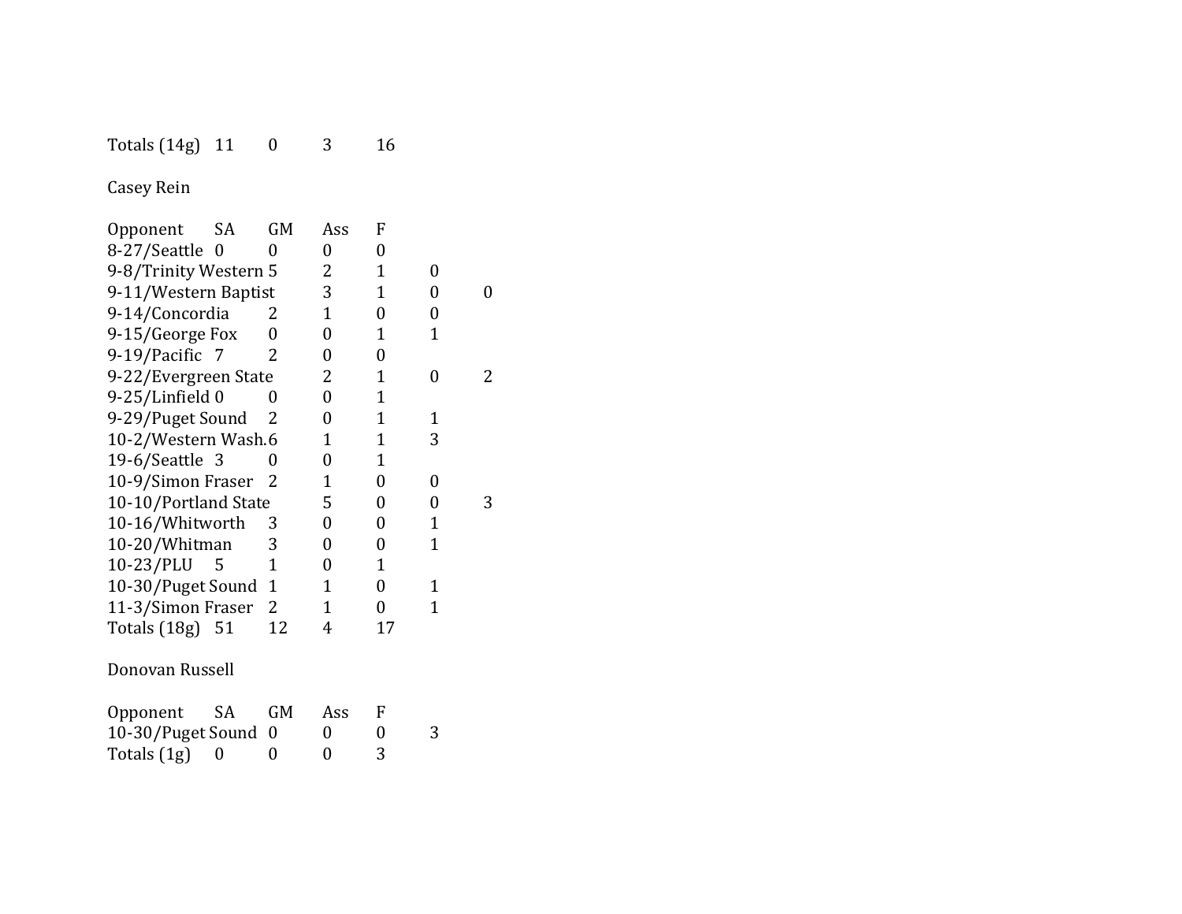| Totals (14g) | 11 | 0 | 3 | 16 |
|---|---|---|---|---|

Casey Rein

| Opponent | SA | GM | Ass | F |
|---|---|---|---|---|
| 8-27/Seattle | 0 | 0 | 0 | 0 |
| 9-8/Trinity Western | 5 | 2 | 1 | 0 |
| 9-11/Western Baptist | 3 | 1 | 0 | 0 |
| 9-14/Concordia | 2 | 1 | 0 | 0 |
| 9-15/George Fox | 0 | 0 | 1 | 1 |
| 9-19/Pacific | 7 | 2 | 0 | 0 |
| 9-22/Evergreen State | 2 | 1 | 0 | 2 |
| 9-25/Linfield | 0 | 0 | 0 | 1 |
| 9-29/Puget Sound | 2 | 0 | 1 | 1 |
| 10-2/Western Wash. | 6 | 1 | 1 | 3 |
| 19-6/Seattle | 3 | 0 | 0 | 1 |
| 10-9/Simon Fraser | 2 | 1 | 0 | 0 |
| 10-10/Portland State | 5 | 0 | 0 | 3 |
| 10-16/Whitworth | 3 | 0 | 0 | 1 |
| 10-20/Whitman | 3 | 0 | 0 | 1 |
| 10-23/PLU | 5 | 1 | 0 | 1 |
| 10-30/Puget Sound | 1 | 1 | 0 | 1 |
| 11-3/Simon Fraser | 2 | 1 | 0 | 1 |
| Totals (18g) | 51 | 12 | 4 | 17 |

Donovan Russell

| Opponent | SA | GM | Ass | F |
|---|---|---|---|---|
| 10-30/Puget Sound | 0 | 0 | 0 | 3 |
| Totals (1g) | 0 | 0 | 0 | 3 |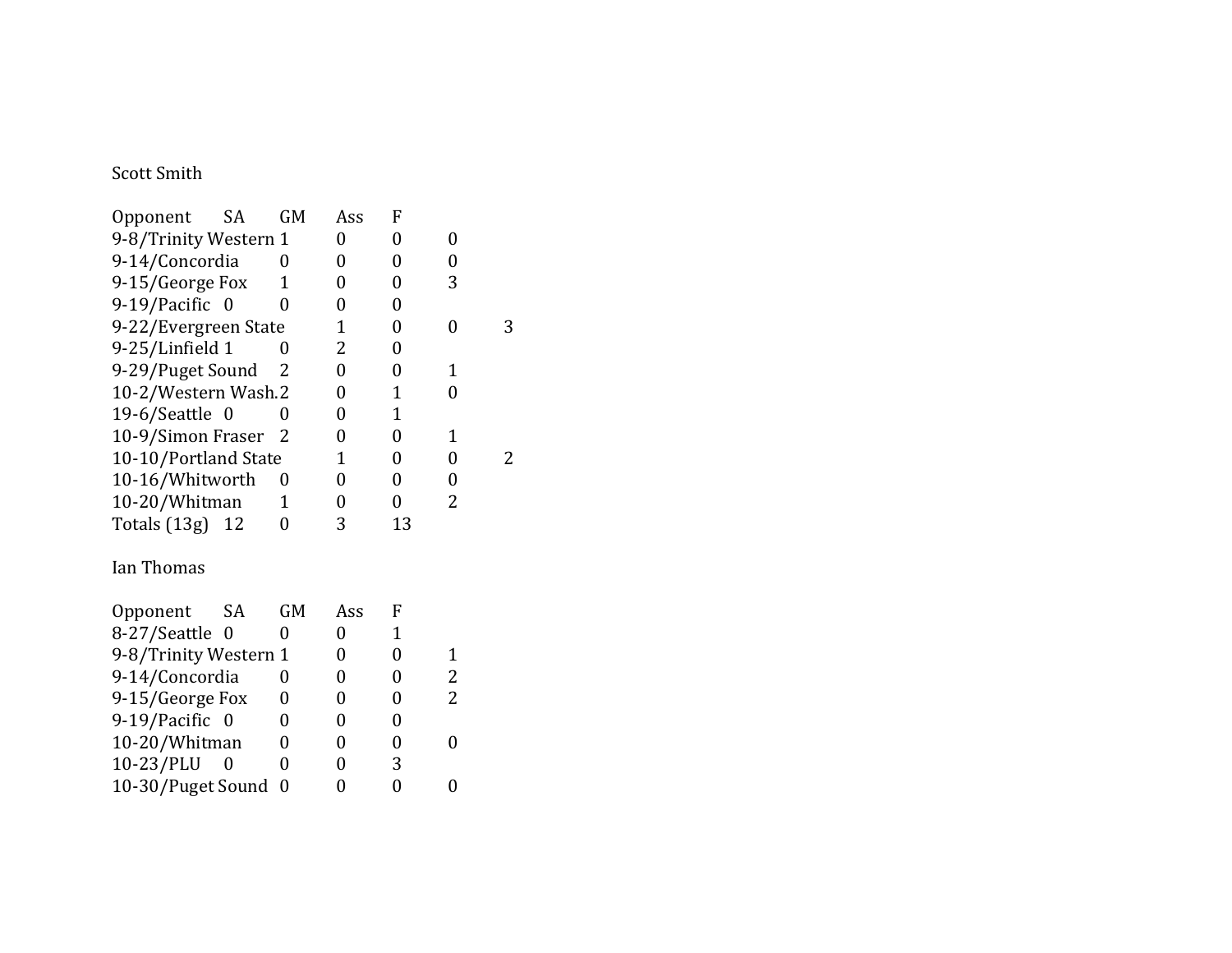Scott Smith

| Opponent | SA | GM | Ass | F | | |
|---|---|---|---|---|---|---|
| 9-8/Trinity Western | | 1 | 0 | 0 | 0 | |
| 9-14/Concordia | | 0 | 0 | 0 | 0 | |
| 9-15/George Fox | | 1 | 0 | 0 | 3 | |
| 9-19/Pacific | 0 | 0 | 0 | 0 | | |
| 9-22/Evergreen State | | | 1 | 0 | 0 | 3 |
| 9-25/Linfield | 1 | 0 | 2 | 0 | | |
| 9-29/Puget Sound | | 2 | 0 | 0 | 1 | |
| 10-2/Western Wash. | | 2 | 0 | 1 | 0 | |
| 19-6/Seattle | 0 | 0 | 0 | 1 | | |
| 10-9/Simon Fraser | | 2 | 0 | 0 | 1 | |
| 10-10/Portland State | | | 1 | 0 | 0 | 2 |
| 10-16/Whitworth | | 0 | 0 | 0 | 0 | |
| 10-20/Whitman | | 1 | 0 | 0 | 2 | |
| Totals (13g) | 12 | 0 | 3 | 13 | | |

Ian Thomas

| Opponent | SA | GM | Ass | F | |
|---|---|---|---|---|---|
| 8-27/Seattle | 0 | 0 | 0 | 1 | |
| 9-8/Trinity Western | | 1 | 0 | 0 | 1 |
| 9-14/Concordia | | 0 | 0 | 0 | 2 |
| 9-15/George Fox | | 0 | 0 | 0 | 2 |
| 9-19/Pacific | 0 | 0 | 0 | 0 | |
| 10-20/Whitman | | 0 | 0 | 0 | 0 |
| 10-23/PLU | 0 | 0 | 0 | 3 | |
| 10-30/Puget Sound | | 0 | 0 | 0 | 0 |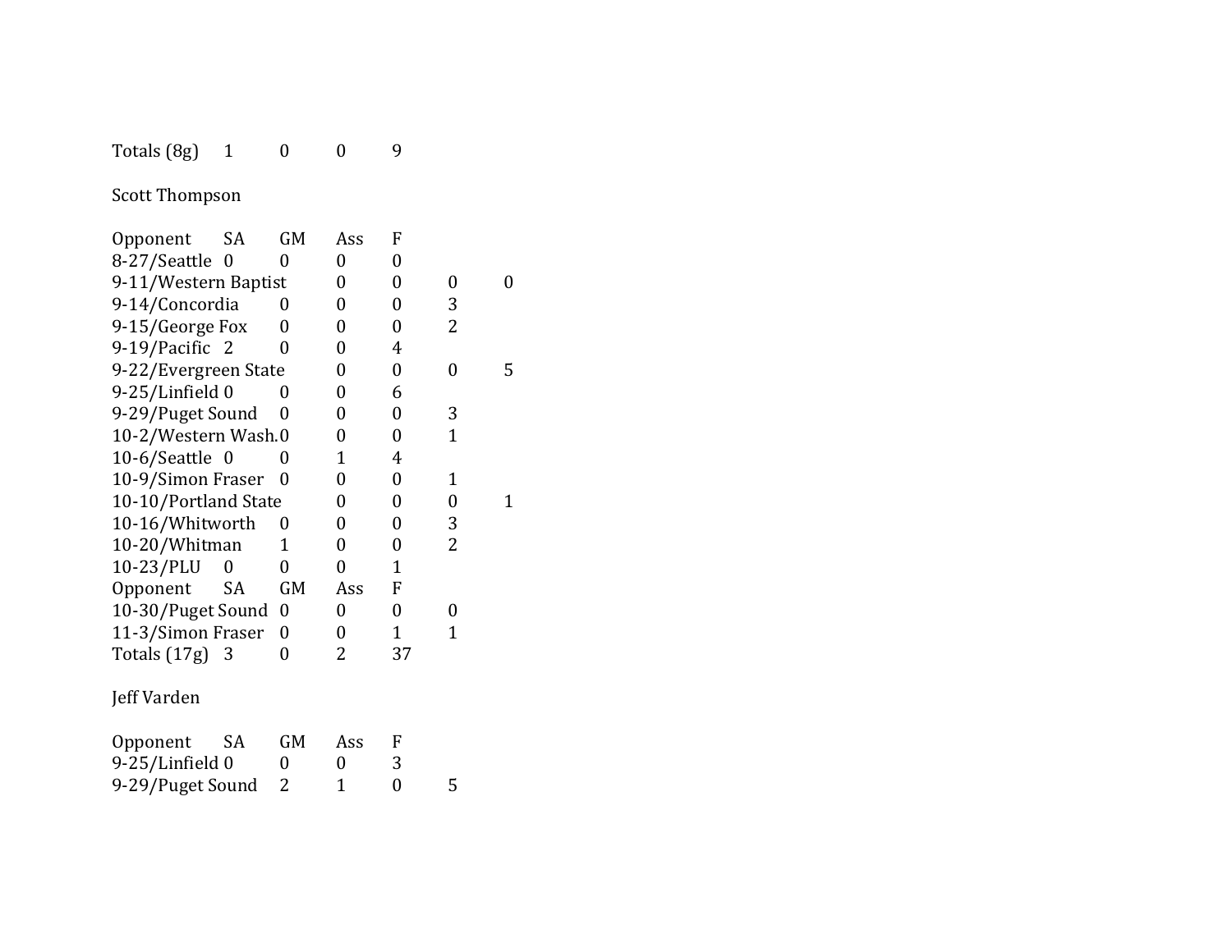| Totals (8g) | 1 | 0 | 0 | 9 |
|---|---|---|---|---|

Scott Thompson

| Opponent | SA | GM | Ass | F |
|---|---|---|---|---|
| 8-27/Seattle | 0 | 0 | 0 | 0 |
| 9-11/Western Baptist | 0 | 0 | 0 | 0 |
| 9-14/Concordia | 0 | 0 | 0 | 3 |
| 9-15/George Fox | 0 | 0 | 0 | 2 |
| 9-19/Pacific | 2 | 0 | 0 | 4 |
| 9-22/Evergreen State | 0 | 0 | 0 | 5 |
| 9-25/Linfield | 0 | 0 | 0 | 6 |
| 9-29/Puget Sound | 0 | 0 | 0 | 3 |
| 10-2/Western Wash. | 0 | 0 | 0 | 1 |
| 10-6/Seattle | 0 | 0 | 1 | 4 |
| 10-9/Simon Fraser | 0 | 0 | 0 | 1 |
| 10-10/Portland State | 0 | 0 | 0 | 1 |
| 10-16/Whitworth | 0 | 0 | 0 | 3 |
| 10-20/Whitman | 1 | 0 | 0 | 2 |
| 10-23/PLU | 0 | 0 | 0 | 1 |
| Opponent | SA | GM | Ass | F |
| 10-30/Puget Sound | 0 | 0 | 0 | 0 |
| 11-3/Simon Fraser | 0 | 0 | 1 | 1 |
| Totals (17g) | 3 | 0 | 2 | 37 |

Jeff Varden

| Opponent | SA | GM | Ass | F |
|---|---|---|---|---|
| 9-25/Linfield | 0 | 0 | 0 | 3 |
| 9-29/Puget Sound | 2 | 1 | 0 | 5 |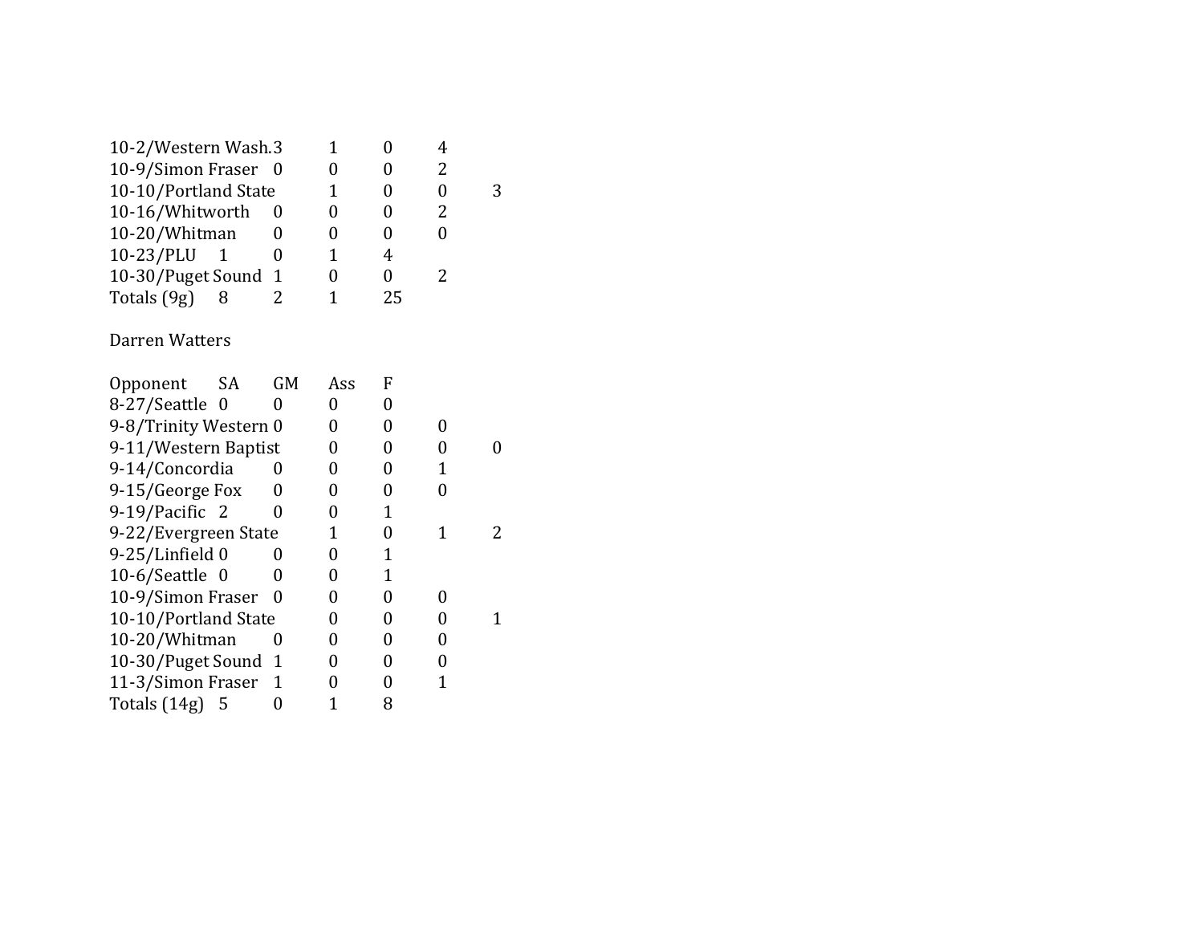| Opponent | SA | GM | Ass | F |
| --- | --- | --- | --- | --- |
| 10-2/Western Wash. | 3 | 1 | 0 | 4 |
| 10-9/Simon Fraser | 0 | 0 | 0 | 2 |
| 10-10/Portland State | 1 | 0 | 0 | 3 |
| 10-16/Whitworth | 0 | 0 | 0 | 2 |
| 10-20/Whitman | 0 | 0 | 0 | 0 |
| 10-23/PLU | 1 | 0 | 1 | 4 |
| 10-30/Puget Sound | 1 | 0 | 0 | 2 |
| Totals (9g) | 8 | 2 | 1 | 25 |

Darren Watters

| Opponent | SA | GM | Ass | F |
| --- | --- | --- | --- | --- |
| 8-27/Seattle | 0 | 0 | 0 | 0 |
| 9-8/Trinity Western | 0 | 0 | 0 | 0 |
| 9-11/Western Baptist | 0 | 0 | 0 | 0 |
| 9-14/Concordia | 0 | 0 | 0 | 1 |
| 9-15/George Fox | 0 | 0 | 0 | 0 |
| 9-19/Pacific | 2 | 0 | 0 | 1 |
| 9-22/Evergreen State | 1 | 0 | 1 | 2 |
| 9-25/Linfield | 0 | 0 | 0 | 1 |
| 10-6/Seattle | 0 | 0 | 0 | 1 |
| 10-9/Simon Fraser | 0 | 0 | 0 | 0 |
| 10-10/Portland State | 0 | 0 | 0 | 1 |
| 10-20/Whitman | 0 | 0 | 0 | 0 |
| 10-30/Puget Sound | 1 | 0 | 0 | 0 |
| 11-3/Simon Fraser | 1 | 0 | 0 | 1 |
| Totals (14g) | 5 | 0 | 1 | 8 |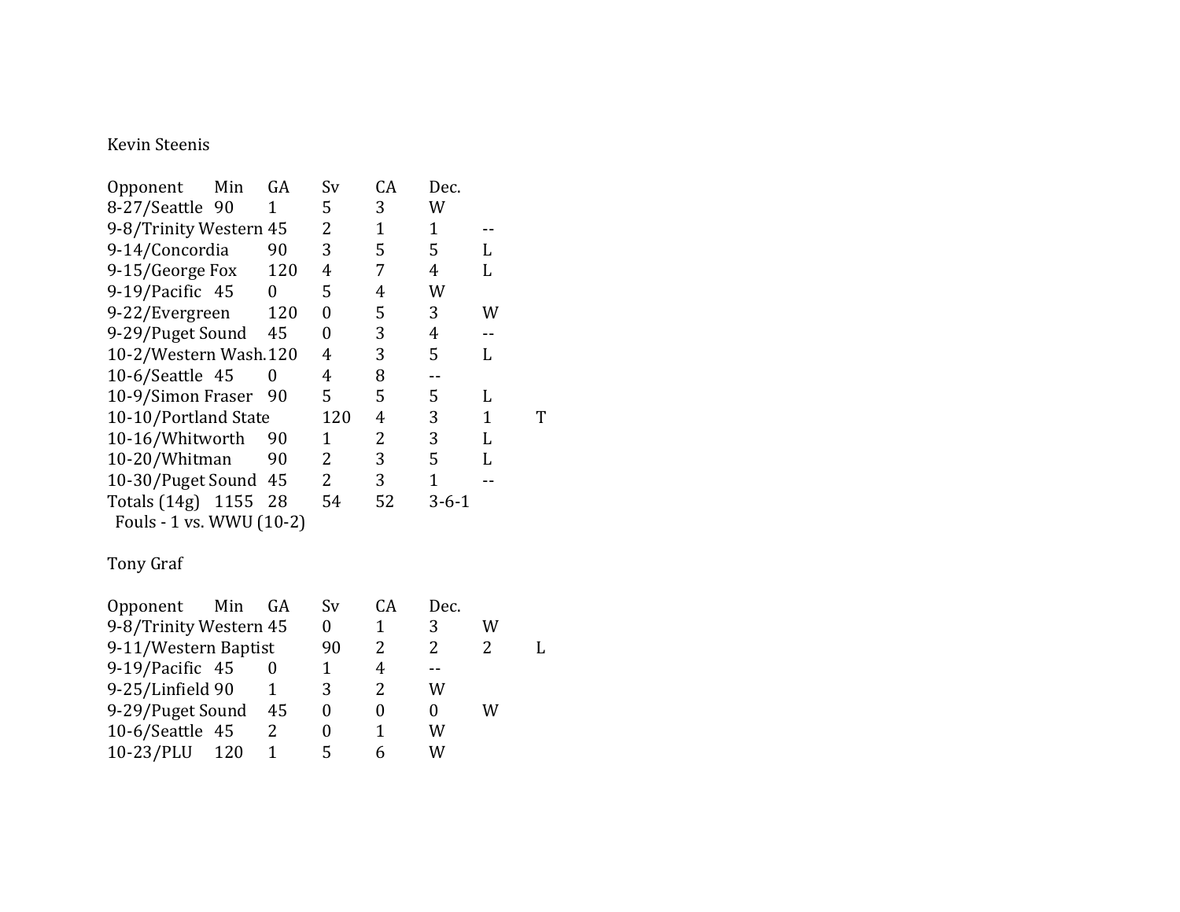Kevin Steenis

| Opponent | Min | GA | Sv | CA | Dec. |
|---|---|---|---|---|---|
| 8-27/Seattle | 90 | 1 | 5 | 3 | W |
| 9-8/Trinity Western | 45 | 2 | 1 | 1 | -- |
| 9-14/Concordia | 90 | 3 | 5 | 5 | L |
| 9-15/George Fox | 120 | 4 | 7 | 4 | L |
| 9-19/Pacific | 45 | 0 | 5 | 4 | W |
| 9-22/Evergreen | 120 | 0 | 5 | 3 | W |
| 9-29/Puget Sound | 45 | 0 | 3 | 4 | -- |
| 10-2/Western Wash. | 120 | 4 | 3 | 5 | L |
| 10-6/Seattle | 45 | 0 | 4 | 8 | -- |
| 10-9/Simon Fraser | 90 | 5 | 5 | 5 | L |
| 10-10/Portland State | 120 | 4 | 3 | 1 | T |
| 10-16/Whitworth | 90 | 1 | 2 | 3 | L |
| 10-20/Whitman | 90 | 2 | 3 | 5 | L |
| 10-30/Puget Sound | 45 | 2 | 3 | 1 | -- |
| Totals (14g) | 1155 | 28 | 54 | 52 | 3-6-1 |

Fouls - 1 vs. WWU (10-2)

Tony Graf

| Opponent | Min | GA | Sv | CA | Dec. |
|---|---|---|---|---|---|
| 9-8/Trinity Western | 45 | 0 | 1 | 3 | W |
| 9-11/Western Baptist | 90 | 2 | 2 | 2 | L |
| 9-19/Pacific | 45 | 0 | 1 | 4 | -- |
| 9-25/Linfield | 90 | 1 | 3 | 2 | W |
| 9-29/Puget Sound | 45 | 0 | 0 | 0 | W |
| 10-6/Seattle | 45 | 2 | 0 | 1 | W |
| 10-23/PLU | 120 | 1 | 5 | 6 | W |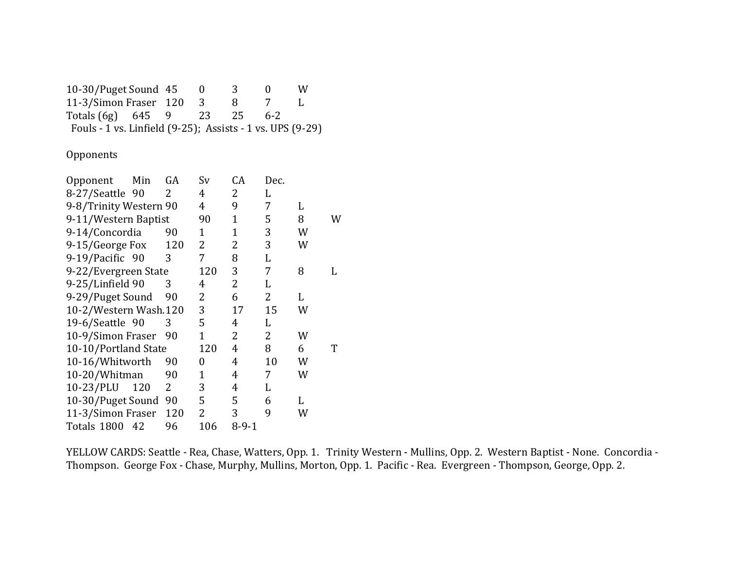| | | | | | |
|---|---|---|---|---|---|
| 10-30/Puget Sound | 45 | 0 | 3 | 0 | W |
| 11-3/Simon Fraser | 120 | 3 | 8 | 7 | L |
| Totals (6g) | 645 | 9 | 23 | 25 | 6-2 |

Fouls - 1 vs. Linfield (9-25); Assists - 1 vs. UPS (9-29)

Opponents

| Opponent | Min | GA | Sv | CA | Dec. |
|---|---|---|---|---|---|
| 8-27/Seattle | 90 | 2 | 4 | 2 | L |
| 9-8/Trinity Western | 90 | 4 | 9 | 7 | L |
| 9-11/Western Baptist | 90 | 1 | 5 | 8 | W |
| 9-14/Concordia | 90 | 1 | 1 | 3 | W |
| 9-15/George Fox | 120 | 2 | 2 | 3 | W |
| 9-19/Pacific | 90 | 3 | 7 | 8 | L |
| 9-22/Evergreen State | 120 | 3 | 7 | 8 | L |
| 9-25/Linfield | 90 | 3 | 4 | 2 | L |
| 9-29/Puget Sound | 90 | 2 | 6 | 2 | L |
| 10-2/Western Wash. | 120 | 3 | 17 | 15 | W |
| 19-6/Seattle | 90 | 3 | 5 | 4 | L |
| 10-9/Simon Fraser | 90 | 1 | 2 | 2 | W |
| 10-10/Portland State | 120 | 4 | 8 | 6 | T |
| 10-16/Whitworth | 90 | 0 | 4 | 10 | W |
| 10-20/Whitman | 90 | 1 | 4 | 7 | W |
| 10-23/PLU | 120 | 2 | 3 | 4 | L |
| 10-30/Puget Sound | 90 | 5 | 5 | 6 | L |
| 11-3/Simon Fraser | 120 | 2 | 3 | 9 | W |
| Totals | 1800 | 42 | 96 | 106 | 8-9-1 |

YELLOW CARDS: Seattle - Rea, Chase, Watters, Opp. 1. Trinity Western - Mullins, Opp. 2. Western Baptist - None. Concordia - Thompson. George Fox - Chase, Murphy, Mullins, Morton, Opp. 1. Pacific - Rea. Evergreen - Thompson, George, Opp. 2.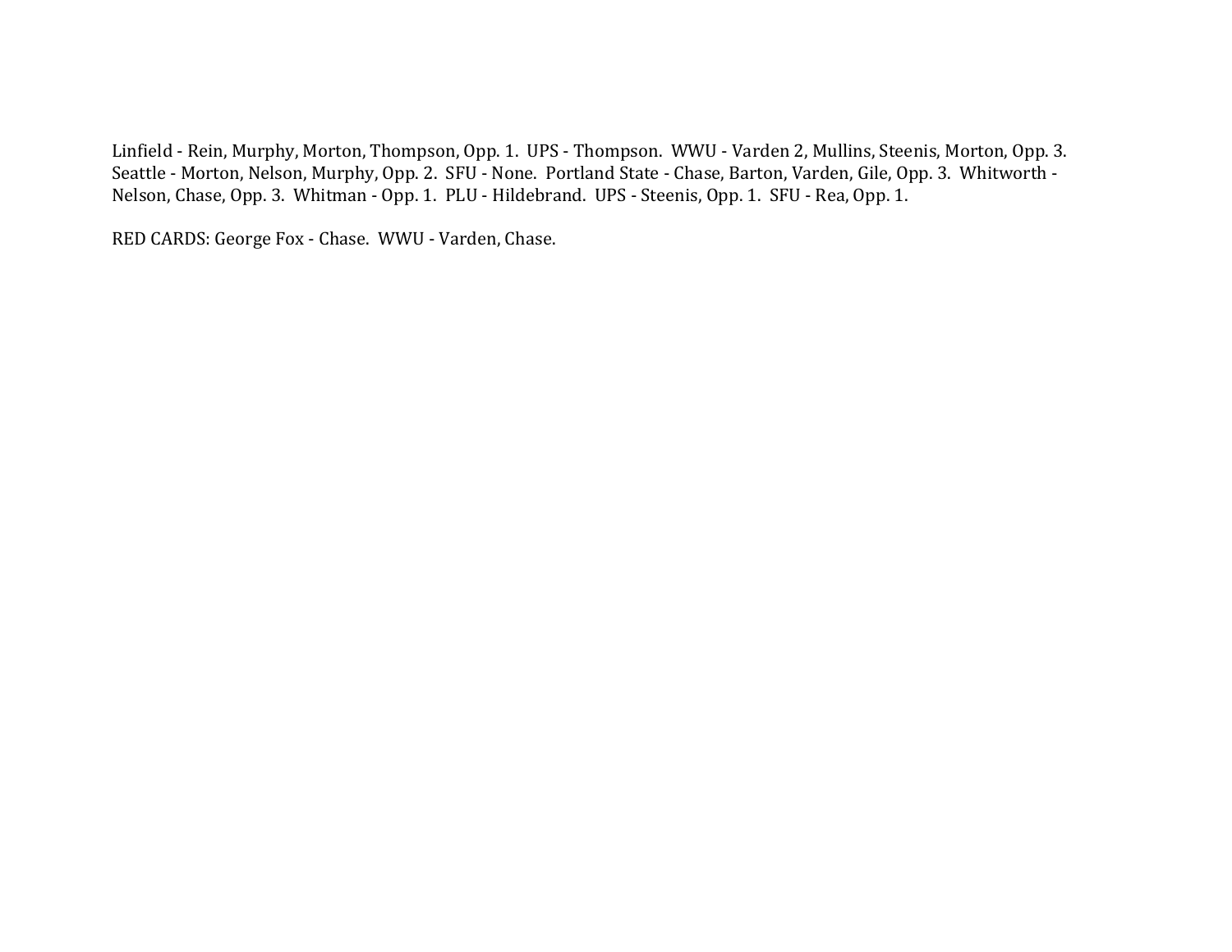Linfield - Rein, Murphy, Morton, Thompson, Opp. 1. UPS - Thompson. WWU - Varden 2, Mullins, Steenis, Morton, Opp. 3. Seattle - Morton, Nelson, Murphy, Opp. 2. SFU - None. Portland State - Chase, Barton, Varden, Gile, Opp. 3. Whitworth - Nelson, Chase, Opp. 3. Whitman - Opp. 1. PLU - Hildebrand. UPS - Steenis, Opp. 1. SFU - Rea, Opp. 1.

RED CARDS: George Fox - Chase. WWU - Varden, Chase.